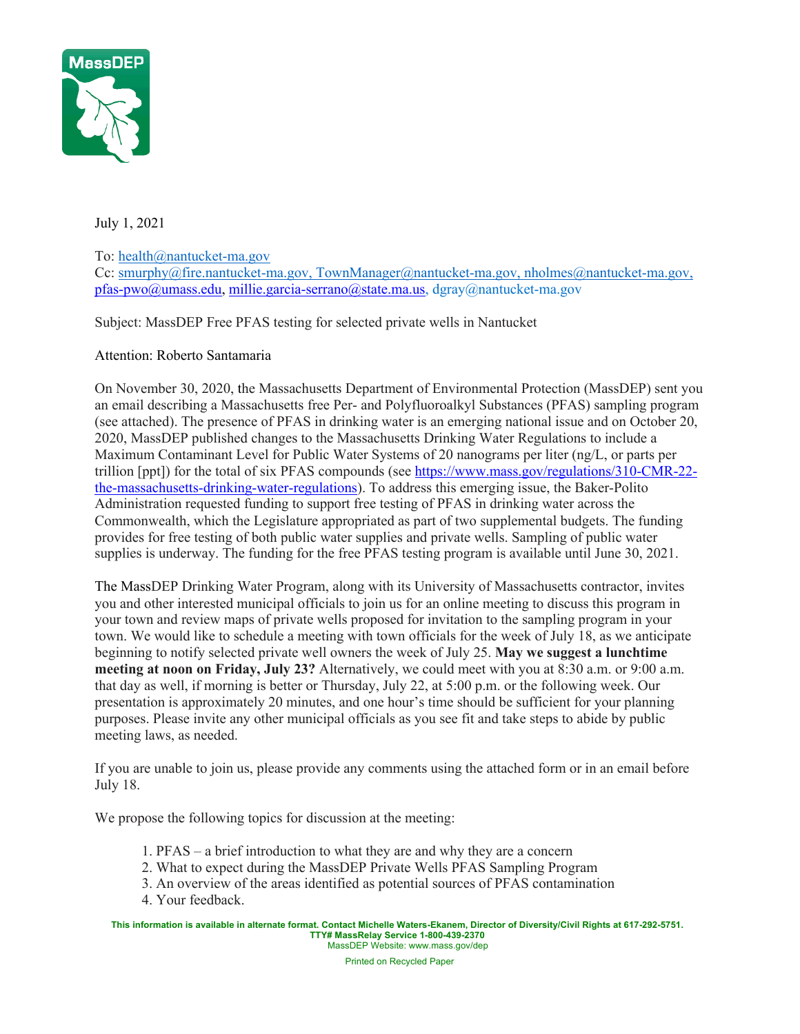MassDEP

July 1, 2021

To: health@nantucket-ma.gov
Cc: smurphy@fire.nantucket-ma.gov, TownManager@nantucket-ma.gov, nholmes@nantucket-ma.gov, pfas-pwo@umass.edu, millie.garcia-serrano@state.ma.us, dgray@nantucket-ma.gov

Subject: MassDEP Free PFAS testing for selected private wells in Nantucket

Attention: Roberto Santamaria

On November 30, 2020, the Massachusetts Department of Environmental Protection (MassDEP) sent you an email describing a Massachusetts free Per- and Polyfluoroalkyl Substances (PFAS) sampling program (see attached). The presence of PFAS in drinking water is an emerging national issue and on October 20, 2020, MassDEP published changes to the Massachusetts Drinking Water Regulations to include a Maximum Contaminant Level for Public Water Systems of 20 nanograms per liter (ng/L, or parts per trillion [ppt]) for the total of six PFAS compounds (see https://www.mass.gov/regulations/310-CMR-22-the-massachusetts-drinking-water-regulations). To address this emerging issue, the Baker-Polito Administration requested funding to support free testing of PFAS in drinking water across the Commonwealth, which the Legislature appropriated as part of two supplemental budgets. The funding provides for free testing of both public water supplies and private wells. Sampling of public water supplies is underway. The funding for the free PFAS testing program is available until June 30, 2021.

The MassDEP Drinking Water Program, along with its University of Massachusetts contractor, invites you and other interested municipal officials to join us for an online meeting to discuss this program in your town and review maps of private wells proposed for invitation to the sampling program in your town. We would like to schedule a meeting with town officials for the week of July 18, as we anticipate beginning to notify selected private well owners the week of July 25. **May we suggest a lunchtime meeting at noon on Friday, July 23?** Alternatively, we could meet with you at 8:30 a.m. or 9:00 a.m. that day as well, if morning is better or Thursday, July 22, at 5:00 p.m. or the following week. Our presentation is approximately 20 minutes, and one hour's time should be sufficient for your planning purposes. Please invite any other municipal officials as you see fit and take steps to abide by public meeting laws, as needed.

If you are unable to join us, please provide any comments using the attached form or in an email before July 18.

We propose the following topics for discussion at the meeting:

1. PFAS – a brief introduction to what they are and why they are a concern
2. What to expect during the MassDEP Private Wells PFAS Sampling Program
3. An overview of the areas identified as potential sources of PFAS contamination
4. Your feedback.

This information is available in alternate format. Contact Michelle Waters-Ekanem, Director of Diversity/Civil Rights at 617-292-5751.
TTY# MassRelay Service 1-800-439-2370
MassDEP Website: www.mass.gov/dep

Printed on Recycled Paper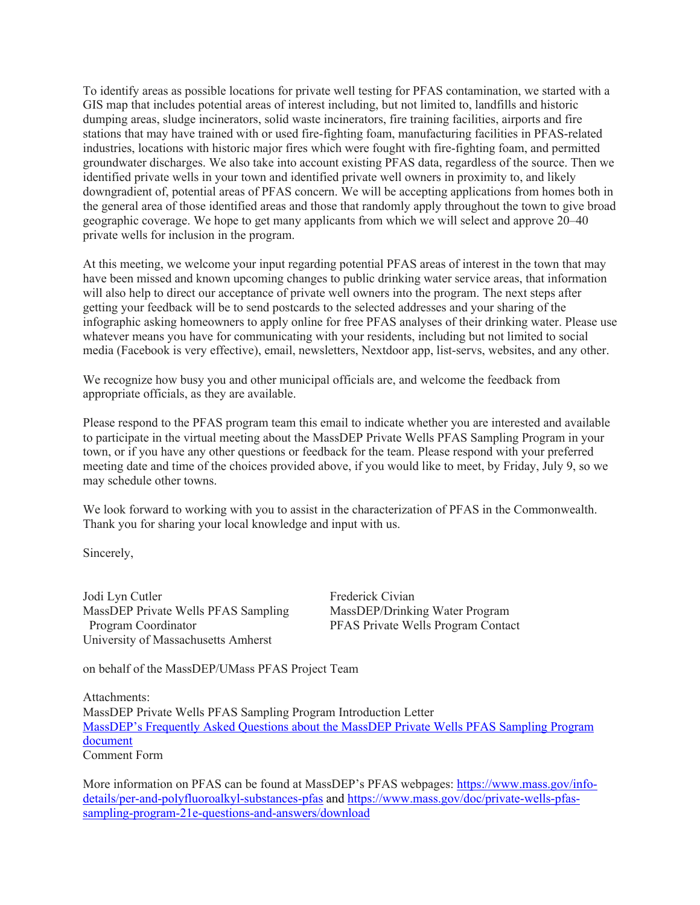To identify areas as possible locations for private well testing for PFAS contamination, we started with a GIS map that includes potential areas of interest including, but not limited to, landfills and historic dumping areas, sludge incinerators, solid waste incinerators, fire training facilities, airports and fire stations that may have trained with or used fire-fighting foam, manufacturing facilities in PFAS-related industries, locations with historic major fires which were fought with fire-fighting foam, and permitted groundwater discharges. We also take into account existing PFAS data, regardless of the source. Then we identified private wells in your town and identified private well owners in proximity to, and likely downgradient of, potential areas of PFAS concern. We will be accepting applications from homes both in the general area of those identified areas and those that randomly apply throughout the town to give broad geographic coverage. We hope to get many applicants from which we will select and approve 20–40 private wells for inclusion in the program.

At this meeting, we welcome your input regarding potential PFAS areas of interest in the town that may have been missed and known upcoming changes to public drinking water service areas, that information will also help to direct our acceptance of private well owners into the program. The next steps after getting your feedback will be to send postcards to the selected addresses and your sharing of the infographic asking homeowners to apply online for free PFAS analyses of their drinking water. Please use whatever means you have for communicating with your residents, including but not limited to social media (Facebook is very effective), email, newsletters, Nextdoor app, list-servs, websites, and any other.

We recognize how busy you and other municipal officials are, and welcome the feedback from appropriate officials, as they are available.

Please respond to the PFAS program team this email to indicate whether you are interested and available to participate in the virtual meeting about the MassDEP Private Wells PFAS Sampling Program in your town, or if you have any other questions or feedback for the team. Please respond with your preferred meeting date and time of the choices provided above, if you would like to meet, by Friday, July 9, so we may schedule other towns.

We look forward to working with you to assist in the characterization of PFAS in the Commonwealth. Thank you for sharing your local knowledge and input with us.

Sincerely,

Jodi Lyn Cutler
MassDEP Private Wells PFAS Sampling Program Coordinator
University of Massachusetts Amherst

Frederick Civian
MassDEP/Drinking Water Program
PFAS Private Wells Program Contact

on behalf of the MassDEP/UMass PFAS Project Team

Attachments:
MassDEP Private Wells PFAS Sampling Program Introduction Letter
MassDEP's Frequently Asked Questions about the MassDEP Private Wells PFAS Sampling Program document
Comment Form

More information on PFAS can be found at MassDEP's PFAS webpages: https://www.mass.gov/info-details/per-and-polyfluoroalkyl-substances-pfas and https://www.mass.gov/doc/private-wells-pfas-sampling-program-21e-questions-and-answers/download